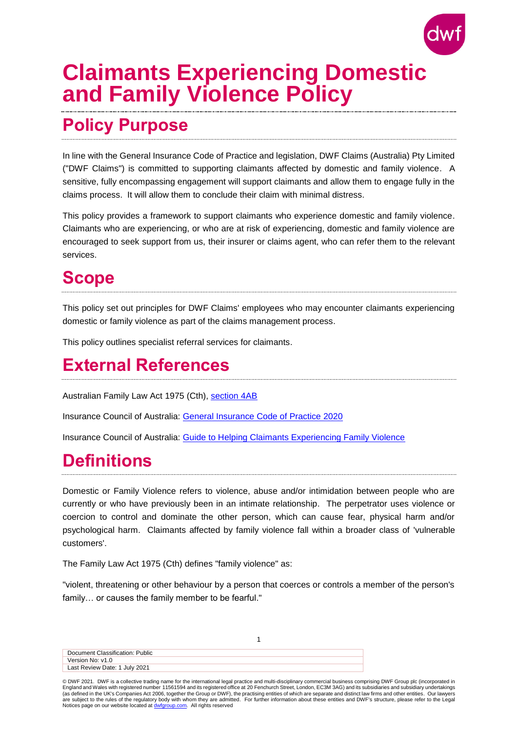# Claimants Experiencing Domestic and Family Violence Policy

## Policy Purpose

In line with the General Insurance Code of Practice and legislation, DWF Claims (Australia) Pty Limited ("DWF Claims") is committed to supporting claimants affected by domestic and family violence. A sensitive, fully encompassing engagement will support claimants and allow them to engage fully in the claims process. It will allow them to conclude their claim with minimal distress.

This policy provides a framework to support claimants who experience domestic and family violence. Claimants who are experiencing, or who are at risk of experiencing, domestic and family violence are encouraged to seek support from us, their insurer or claims agent, who can refer them to the relevant services.

## Scope

This policy set out principles for DWF Claims' employees who may encounter claimants experiencing domestic or family violence as part of the claims management process.

This policy outlines specialist referral services for claimants.

## External References

Australian Family Law Act 1975 (Cth), section 4AB

Insurance Council of Australia: General Insurance Code of Practice 2020

Insurance Council of Australia: Guide to Helping Claimants Experiencing Family Violence

## Definitions

Domestic or Family Violence refers to violence, abuse and/or intimidation between people who are currently or who have previously been in an intimate relationship. The perpetrator uses violence or coercion to control and dominate the other person, which can cause fear, physical harm and/or psychological harm. Claimants affected by family violence fall within a broader class of 'vulnerable customers'.

The Family Law Act 1975 (Cth) defines "family violence" as:

"violent, threatening or other behaviour by a person that coerces or controls a member of the person's family… or causes the family member to be fearful."

| Document Classification: Public |
| --- |
| Version No: v1.0 |
| Last Review Date: 1 July 2021 |

© DWF 2021. DWF is a collective trading name for the international legal practice and multi-disciplinary commercial business comprising DWF Group plc (incorporated in England and Wales with registered number 11561594 and its registered office at 20 Fenchurch Street, London, EC3M 3AG) and its subsidiaries and subsidiary undertakings (as defined in the UK's Companies Act 2006, together the Group or DWF), the practising entities of which are separate and distinct law firms and other entities. Our lawyers are subject to the rules of the regulatory body with whom they are admitted. For further information about these entities and DWF's structure, please refer to the Legal Notices page on our website located at dwfgroup.com. All rights reserved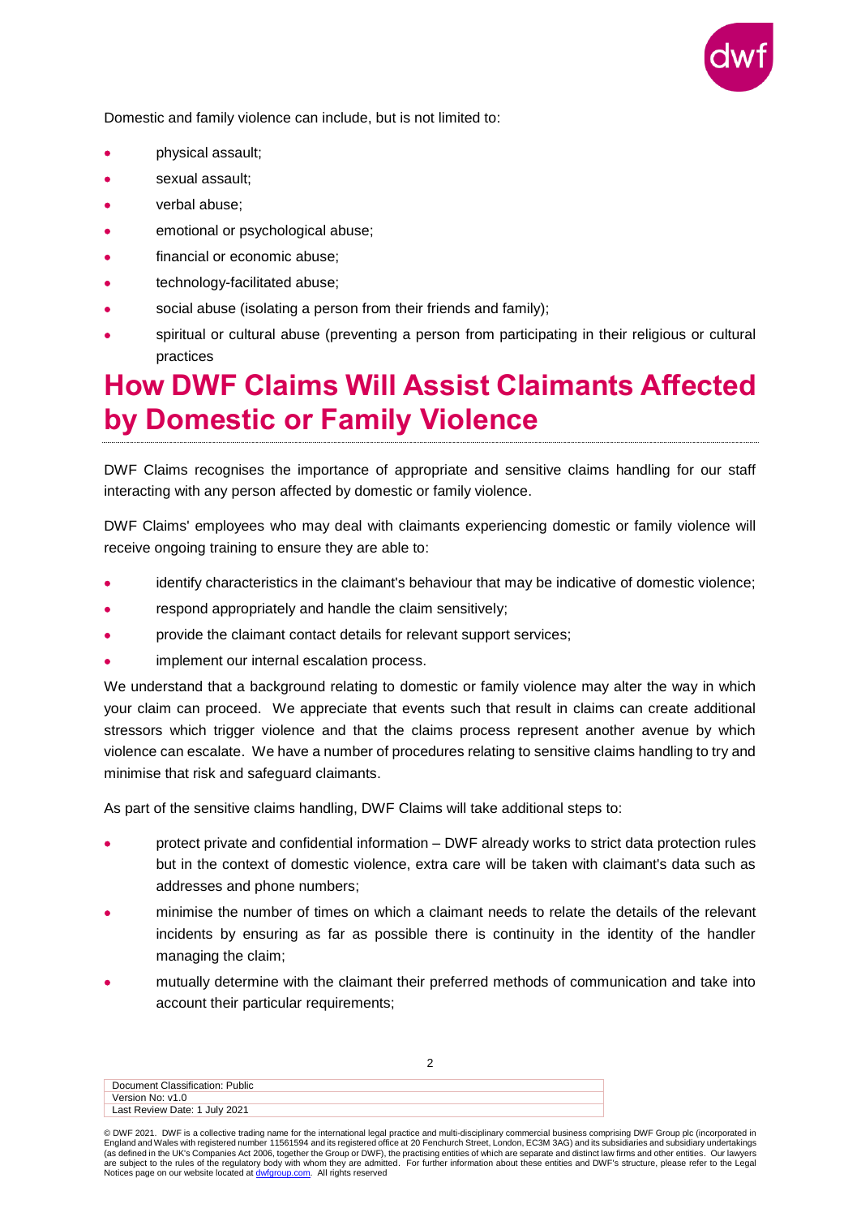Domestic and family violence can include, but is not limited to:

- physical assault;
- sexual assault;
- verbal abuse;
- emotional or psychological abuse;
- financial or economic abuse;
- technology-facilitated abuse;
- social abuse (isolating a person from their friends and family);
- spiritual or cultural abuse (preventing a person from participating in their religious or cultural practices

# How DWF Claims Will Assist Claimants Affected by Domestic or Family Violence

DWF Claims recognises the importance of appropriate and sensitive claims handling for our staff interacting with any person affected by domestic or family violence.

DWF Claims' employees who may deal with claimants experiencing domestic or family violence will receive ongoing training to ensure they are able to:

- identify characteristics in the claimant's behaviour that may be indicative of domestic violence;
- respond appropriately and handle the claim sensitively;
- provide the claimant contact details for relevant support services;
- implement our internal escalation process.

We understand that a background relating to domestic or family violence may alter the way in which your claim can proceed. We appreciate that events such that result in claims can create additional stressors which trigger violence and that the claims process represent another avenue by which violence can escalate. We have a number of procedures relating to sensitive claims handling to try and minimise that risk and safeguard claimants.

As part of the sensitive claims handling, DWF Claims will take additional steps to:

- protect private and confidential information – DWF already works to strict data protection rules but in the context of domestic violence, extra care will be taken with claimant's data such as addresses and phone numbers;
- minimise the number of times on which a claimant needs to relate the details of the relevant incidents by ensuring as far as possible there is continuity in the identity of the handler managing the claim;
- mutually determine with the claimant their preferred methods of communication and take into account their particular requirements;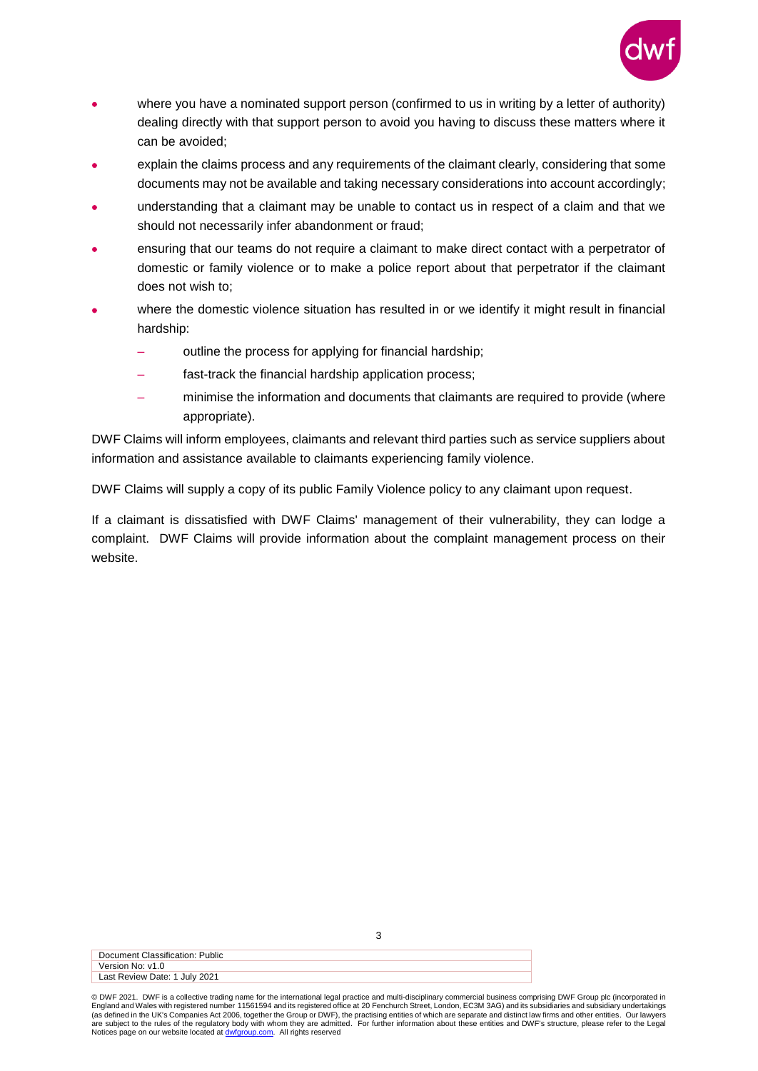- where you have a nominated support person (confirmed to us in writing by a letter of authority) dealing directly with that support person to avoid you having to discuss these matters where it can be avoided;
- explain the claims process and any requirements of the claimant clearly, considering that some documents may not be available and taking necessary considerations into account accordingly;
- understanding that a claimant may be unable to contact us in respect of a claim and that we should not necessarily infer abandonment or fraud;
- ensuring that our teams do not require a claimant to make direct contact with a perpetrator of domestic or family violence or to make a police report about that perpetrator if the claimant does not wish to;
- where the domestic violence situation has resulted in or we identify it might result in financial hardship:
  - outline the process for applying for financial hardship;
  - fast-track the financial hardship application process;
  - minimise the information and documents that claimants are required to provide (where appropriate).

DWF Claims will inform employees, claimants and relevant third parties such as service suppliers about information and assistance available to claimants experiencing family violence.

DWF Claims will supply a copy of its public Family Violence policy to any claimant upon request.

If a claimant is dissatisfied with DWF Claims' management of their vulnerability, they can lodge a complaint. DWF Claims will provide information about the complaint management process on their website.